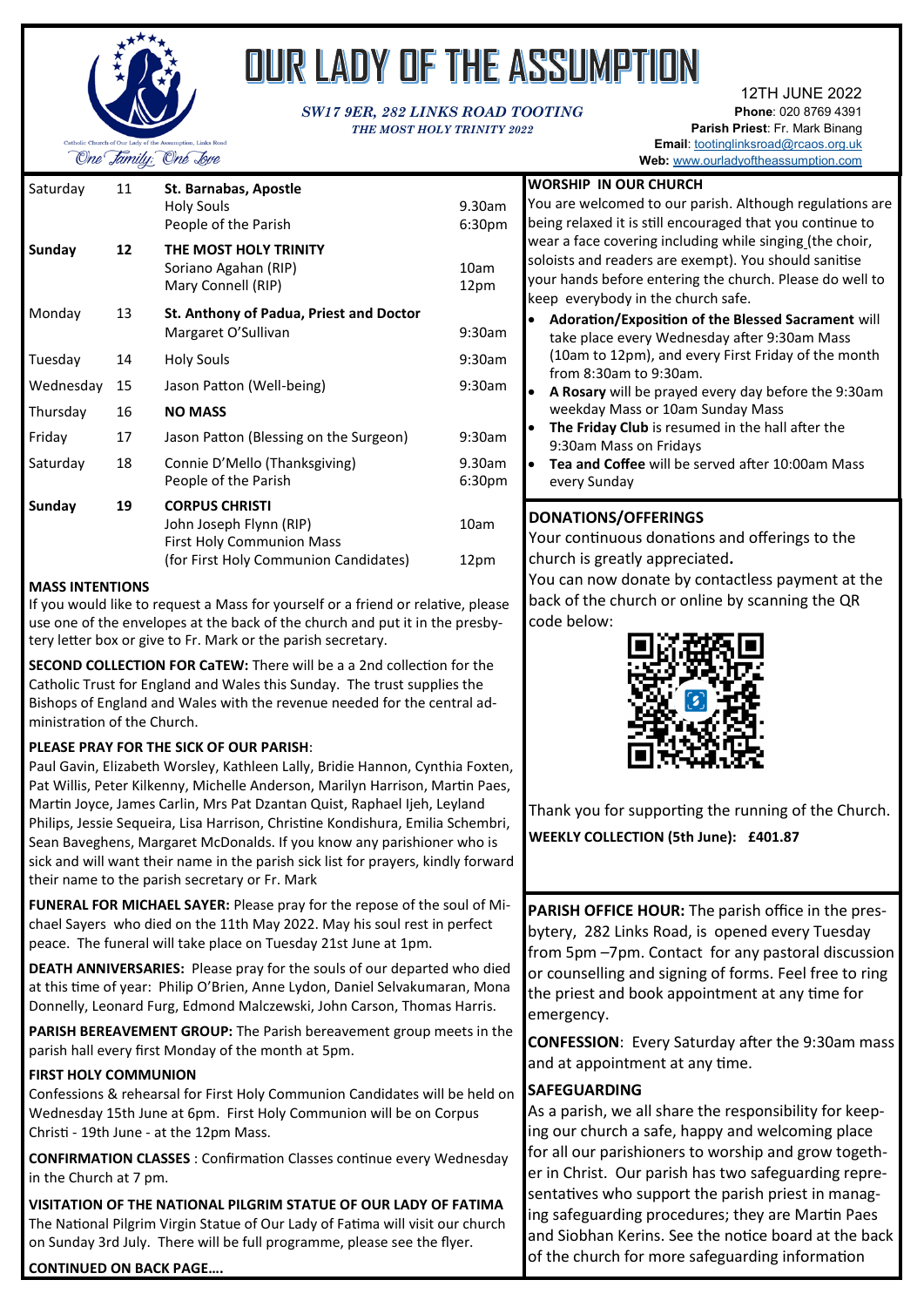# OUR LADY OF THE ASSUMPTION

Catholic Church of Our Lady of the Assumption, Links Road

*One Family, One Love*

***SW17 9ER, 282 LINKS ROAD TOOTING***

***THE MOST HOLY TRINITY 2022***

12TH JUNE 2022
**Phone**: 020 8769 4391
**Parish Priest**: Fr. Mark Binang
**Email**: tootinglinksroad@rcaos.org.uk
**Web:** www.ourladyoftheassumption.com

| | | | |
|---|---|---|---|
| Saturday | 11 | **St. Barnabas, Apostle**<br>Holy Souls<br>People of the Parish | <br>9.30am<br>6:30pm |
| **Sunday** | **12** | **THE MOST HOLY TRINITY**<br>Soriano Agahan (RIP)<br>Mary Connell (RIP) | <br>10am<br>12pm |
| Monday | 13 | **St. Anthony of Padua, Priest and Doctor**<br>Margaret O'Sullivan | <br>9:30am |
| Tuesday | 14 | Holy Souls | 9:30am |
| Wednesday | 15 | Jason Patton (Well-being) | 9:30am |
| Thursday | 16 | **NO MASS** | |
| Friday | 17 | Jason Patton (Blessing on the Surgeon) | 9:30am |
| Saturday | 18 | Connie D'Mello (Thanksgiving)<br>People of the Parish | 9.30am<br>6:30pm |
| **Sunday** | **19** | **CORPUS CHRISTI**<br>John Joseph Flynn (RIP)<br>First Holy Communion Mass<br>(for First Holy Communion Candidates) | <br>10am<br><br>12pm |

**MASS INTENTIONS**
If you would like to request a Mass for yourself or a friend or relative, please use one of the envelopes at the back of the church and put it in the presbytery letter box or give to Fr. Mark or the parish secretary.

**SECOND COLLECTION FOR CaTEW:** There will be a a 2nd collection for the Catholic Trust for England and Wales this Sunday. The trust supplies the Bishops of England and Wales with the revenue needed for the central administration of the Church.

**PLEASE PRAY FOR THE SICK OF OUR PARISH**:
Paul Gavin, Elizabeth Worsley, Kathleen Lally, Bridie Hannon, Cynthia Foxten, Pat Willis, Peter Kilkenny, Michelle Anderson, Marilyn Harrison, Martin Paes, Martin Joyce, James Carlin, Mrs Pat Dzantan Quist, Raphael Ijeh, Leyland Philips, Jessie Sequeira, Lisa Harrison, Christine Kondishura, Emilia Schembri, Sean Baveghens, Margaret McDonalds. If you know any parishioner who is sick and will want their name in the parish sick list for prayers, kindly forward their name to the parish secretary or Fr. Mark

**FUNERAL FOR MICHAEL SAYER:** Please pray for the repose of the soul of Michael Sayers who died on the 11th May 2022. May his soul rest in perfect peace. The funeral will take place on Tuesday 21st June at 1pm.

**DEATH ANNIVERSARIES:** Please pray for the souls of our departed who died at this time of year: Philip O'Brien, Anne Lydon, Daniel Selvakumaran, Mona Donnelly, Leonard Furg, Edmond Malczewski, John Carson, Thomas Harris.

**PARISH BEREAVEMENT GROUP:** The Parish bereavement group meets in the parish hall every first Monday of the month at 5pm.

**FIRST HOLY COMMUNION**
Confessions & rehearsal for First Holy Communion Candidates will be held on Wednesday 15th June at 6pm. First Holy Communion will be on Corpus Christi - 19th June - at the 12pm Mass.

**CONFIRMATION CLASSES** : Confirmation Classes continue every Wednesday in the Church at 7 pm.

**VISITATION OF THE NATIONAL PILGRIM STATUE OF OUR LADY OF FATIMA**
The National Pilgrim Virgin Statue of Our Lady of Fatima will visit our church on Sunday 3rd July. There will be full programme, please see the flyer.

**CONTINUED ON BACK PAGE….**

**WORSHIP IN OUR CHURCH**
You are welcomed to our parish. Although regulations are being relaxed it is still encouraged that you continue to wear a face covering including while singing (the choir, soloists and readers are exempt). You should sanitise your hands before entering the church. Please do well to keep everybody in the church safe.

- **Adoration/Exposition of the Blessed Sacrament** will take place every Wednesday after 9:30am Mass (10am to 12pm), and every First Friday of the month from 8:30am to 9:30am.
- **A Rosary** will be prayed every day before the 9:30am weekday Mass or 10am Sunday Mass
- **The Friday Club** is resumed in the hall after the 9:30am Mass on Fridays
- **Tea and Coffee** will be served after 10:00am Mass every Sunday

**DONATIONS/OFFERINGS**
Your continuous donations and offerings to the church is greatly appreciated**.**
You can now donate by contactless payment at the back of the church or online by scanning the QR code below:

Thank you for supporting the running of the Church.

**WEEKLY COLLECTION (5th June): £401.87**

**PARISH OFFICE HOUR:** The parish office in the presbytery, 282 Links Road, is opened every Tuesday from 5pm –7pm. Contact for any pastoral discussion or counselling and signing of forms. Feel free to ring the priest and book appointment at any time for emergency.

**CONFESSION**: Every Saturday after the 9:30am mass and at appointment at any time.

**SAFEGUARDING**
As a parish, we all share the responsibility for keeping our church a safe, happy and welcoming place for all our parishioners to worship and grow together in Christ. Our parish has two safeguarding representatives who support the parish priest in managing safeguarding procedures; they are Martin Paes and Siobhan Kerins. See the notice board at the back of the church for more safeguarding information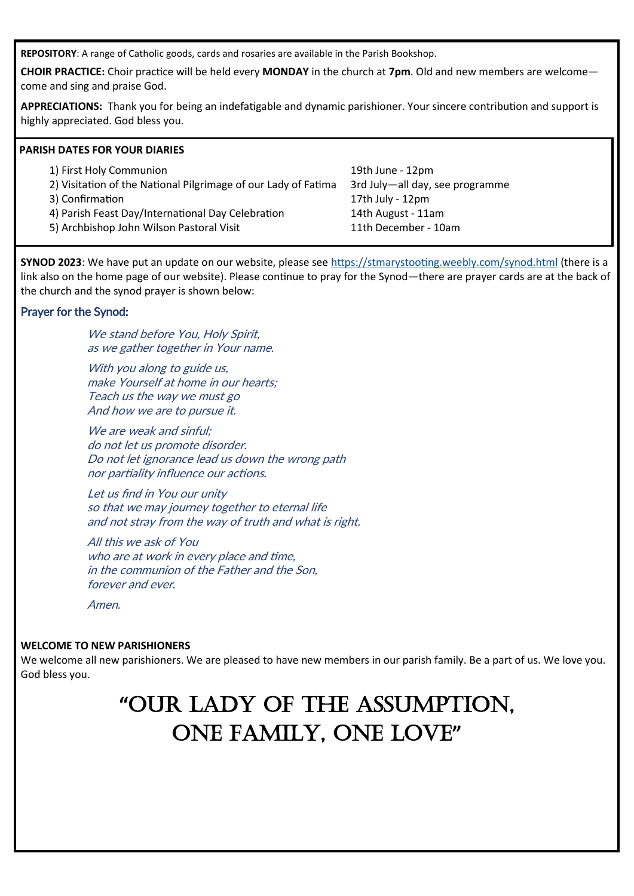**REPOSITORY**: A range of Catholic goods, cards and rosaries are available in the Parish Bookshop.

**CHOIR PRACTICE:** Choir practice will be held every **MONDAY** in the church at **7pm**. Old and new members are welcome—come and sing and praise God.

**APPRECIATIONS:** Thank you for being an indefatigable and dynamic parishioner. Your sincere contribution and support is highly appreciated. God bless you.

**PARISH DATES FOR YOUR DIARIES**

| | |
|---|---|
| 1) First Holy Communion | 19th June - 12pm |
| 2) Visitation of the National Pilgrimage of our Lady of Fatima | 3rd July—all day, see programme |
| 3) Confirmation | 17th July - 12pm |
| 4) Parish Feast Day/International Day Celebration | 14th August - 11am |
| 5) Archbishop John Wilson Pastoral Visit | 11th December - 10am |

**SYNOD 2023**: We have put an update on our website, please see https://stmarystooting.weebly.com/synod.html (there is a link also on the home page of our website). Please continue to pray for the Synod—there are prayer cards are at the back of the church and the synod prayer is shown below:

### Prayer for the Synod:

*We stand before You, Holy Spirit,*
*as we gather together in Your name.*

*With you along to guide us,*
*make Yourself at home in our hearts;*
*Teach us the way we must go*
*And how we are to pursue it.*

*We are weak and sinful;*
*do not let us promote disorder.*
*Do not let ignorance lead us down the wrong path*
*nor partiality influence our actions.*

*Let us find in You our unity*
*so that we may journey together to eternal life*
*and not stray from the way of truth and what is right.*

*All this we ask of You*
*who are at work in every place and time,*
*in the communion of the Father and the Son,*
*forever and ever.*

*Amen.*

**WELCOME TO NEW PARISHIONERS**

We welcome all new parishioners. We are pleased to have new members in our parish family. Be a part of us. We love you. God bless you.

# "OUR LADY OF THE ASSUMPTION, ONE FAMILY, ONE LOVE"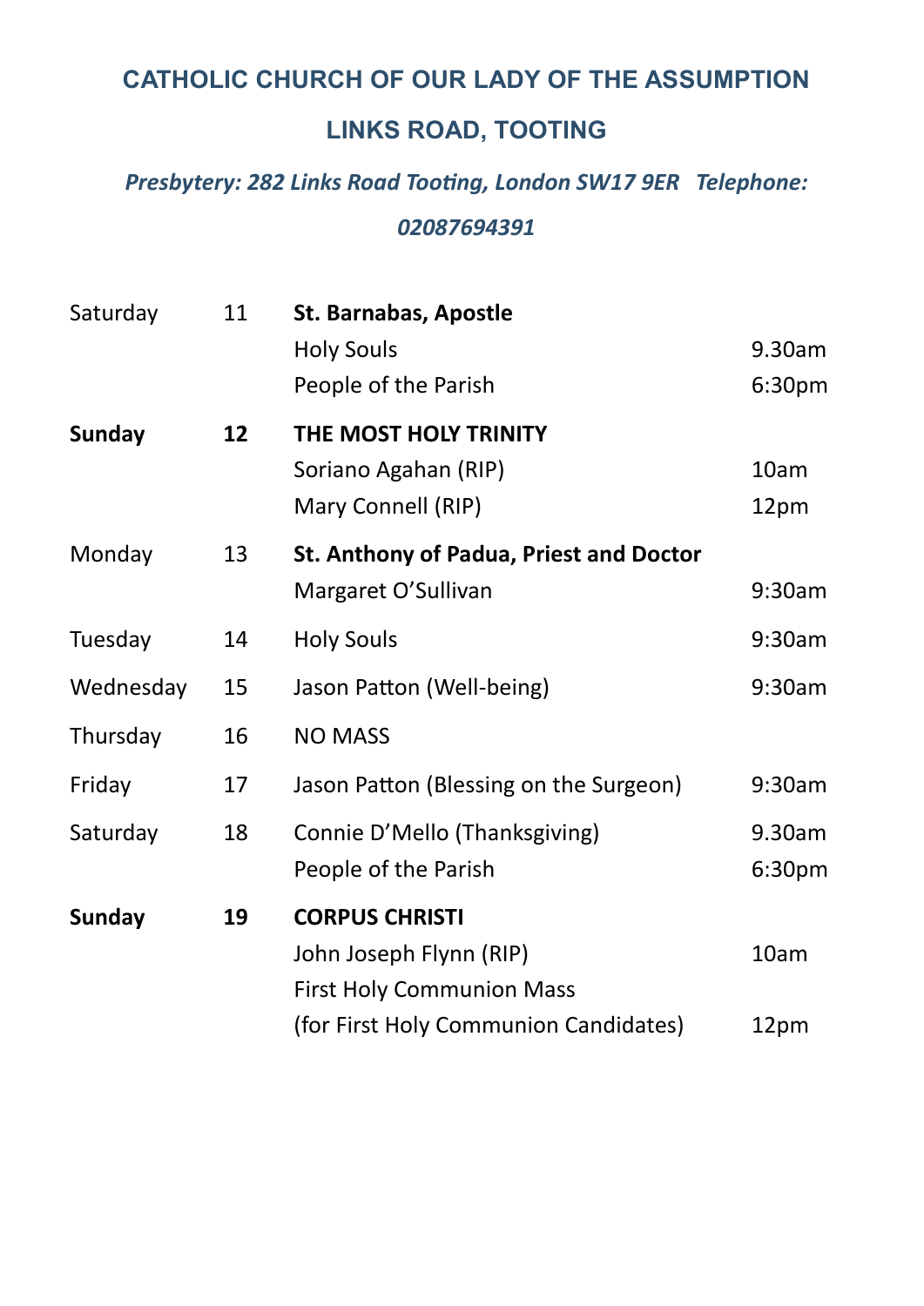# CATHOLIC CHURCH OF OUR LADY OF THE ASSUMPTION

## LINKS ROAD, TOOTING

***Presbytery: 282 Links Road Tooting, London SW17 9ER Telephone: 02087694391***

| | | | |
|---|---|---|---|
| Saturday | 11 | **St. Barnabas, Apostle** | |
| | | Holy Souls | 9.30am |
| | | People of the Parish | 6:30pm |
| **Sunday** | **12** | **THE MOST HOLY TRINITY** | |
| | | Soriano Agahan (RIP) | 10am |
| | | Mary Connell (RIP) | 12pm |
| Monday | 13 | **St. Anthony of Padua, Priest and Doctor** | |
| | | Margaret O'Sullivan | 9:30am |
| Tuesday | 14 | Holy Souls | 9:30am |
| Wednesday | 15 | Jason Patton (Well-being) | 9:30am |
| Thursday | 16 | NO MASS | |
| Friday | 17 | Jason Patton (Blessing on the Surgeon) | 9:30am |
| Saturday | 18 | Connie D'Mello (Thanksgiving) | 9.30am |
| | | People of the Parish | 6:30pm |
| **Sunday** | **19** | **CORPUS CHRISTI** | |
| | | John Joseph Flynn (RIP) | 10am |
| | | First Holy Communion Mass (for First Holy Communion Candidates) | 12pm |